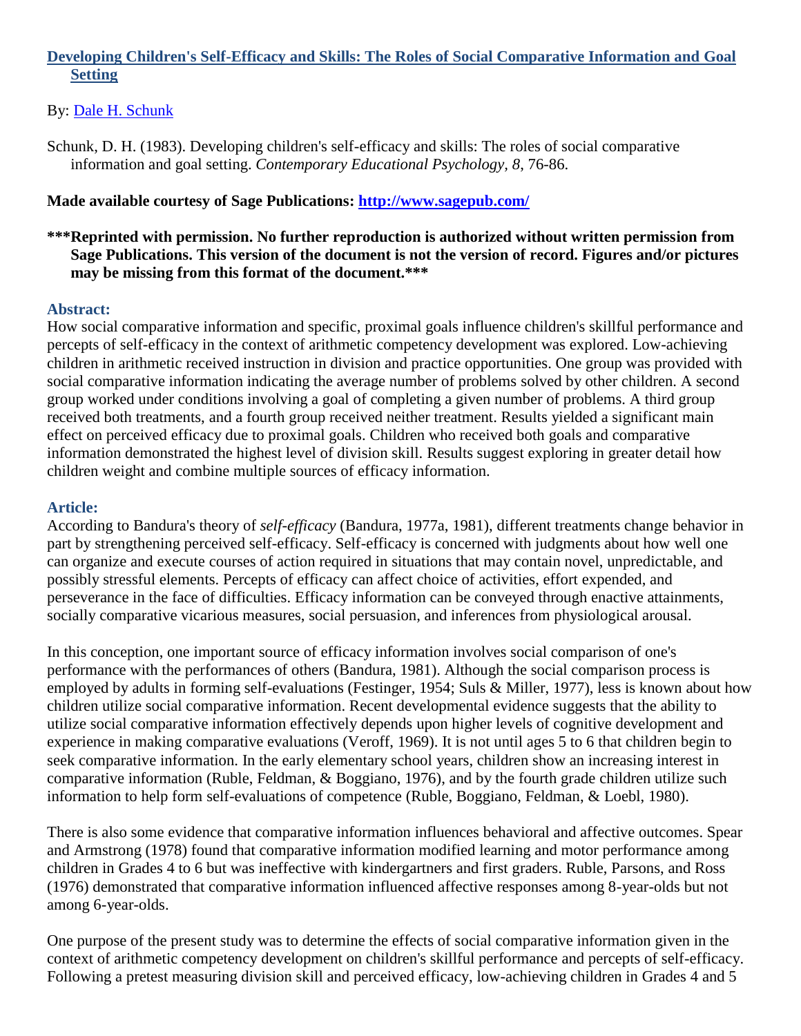# [Developing Children's Self-Efficacy and Skills: The Roles of Social Comparative Information and Goal Setting]

By: [Dale H. Schunk]

Schunk, D. H. (1983). Developing children's self-efficacy and skills: The roles of social comparative information and goal setting. *Contemporary Educational Psychology, 8*, 76-86.

**Made available courtesy of Sage Publications: [http://www.sagepub.com/](http://www.sagepub.com/)**

**\*\*\*Reprinted with permission. No further reproduction is authorized without written permission from Sage Publications. This version of the document is not the version of record. Figures and/or pictures may be missing from this format of the document.\*\*\***

## Abstract:

How social comparative information and specific, proximal goals influence children's skillful performance and percepts of self-efficacy in the context of arithmetic competency development was explored. Low-achieving children in arithmetic received instruction in division and practice opportunities. One group was provided with social comparative information indicating the average number of problems solved by other children. A second group worked under conditions involving a goal of completing a given number of problems. A third group received both treatments, and a fourth group received neither treatment. Results yielded a significant main effect on perceived efficacy due to proximal goals. Children who received both goals and comparative information demonstrated the highest level of division skill. Results suggest exploring in greater detail how children weight and combine multiple sources of efficacy information.

## Article:

According to Bandura's theory of *self-efficacy* (Bandura, 1977a, 1981), different treatments change behavior in part by strengthening perceived self-efficacy. Self-efficacy is concerned with judgments about how well one can organize and execute courses of action required in situations that may contain novel, unpredictable, and possibly stressful elements. Percepts of efficacy can affect choice of activities, effort expended, and perseverance in the face of difficulties. Efficacy information can be conveyed through enactive attainments, socially comparative vicarious measures, social persuasion, and inferences from physiological arousal.

In this conception, one important source of efficacy information involves social comparison of one's performance with the performances of others (Bandura, 1981). Although the social comparison process is employed by adults in forming self-evaluations (Festinger, 1954; Suls & Miller, 1977), less is known about how children utilize social comparative information. Recent developmental evidence suggests that the ability to utilize social comparative information effectively depends upon higher levels of cognitive development and experience in making comparative evaluations (Veroff, 1969). It is not until ages 5 to 6 that children begin to seek comparative information. In the early elementary school years, children show an increasing interest in comparative information (Ruble, Feldman, & Boggiano, 1976), and by the fourth grade children utilize such information to help form self-evaluations of competence (Ruble, Boggiano, Feldman, & Loebl, 1980).

There is also some evidence that comparative information influences behavioral and affective outcomes. Spear and Armstrong (1978) found that comparative information modified learning and motor performance among children in Grades 4 to 6 but was ineffective with kindergartners and first graders. Ruble, Parsons, and Ross (1976) demonstrated that comparative information influenced affective responses among 8-year-olds but not among 6-year-olds.

One purpose of the present study was to determine the effects of social comparative information given in the context of arithmetic competency development on children's skillful performance and percepts of self-efficacy. Following a pretest measuring division skill and perceived efficacy, low-achieving children in Grades 4 and 5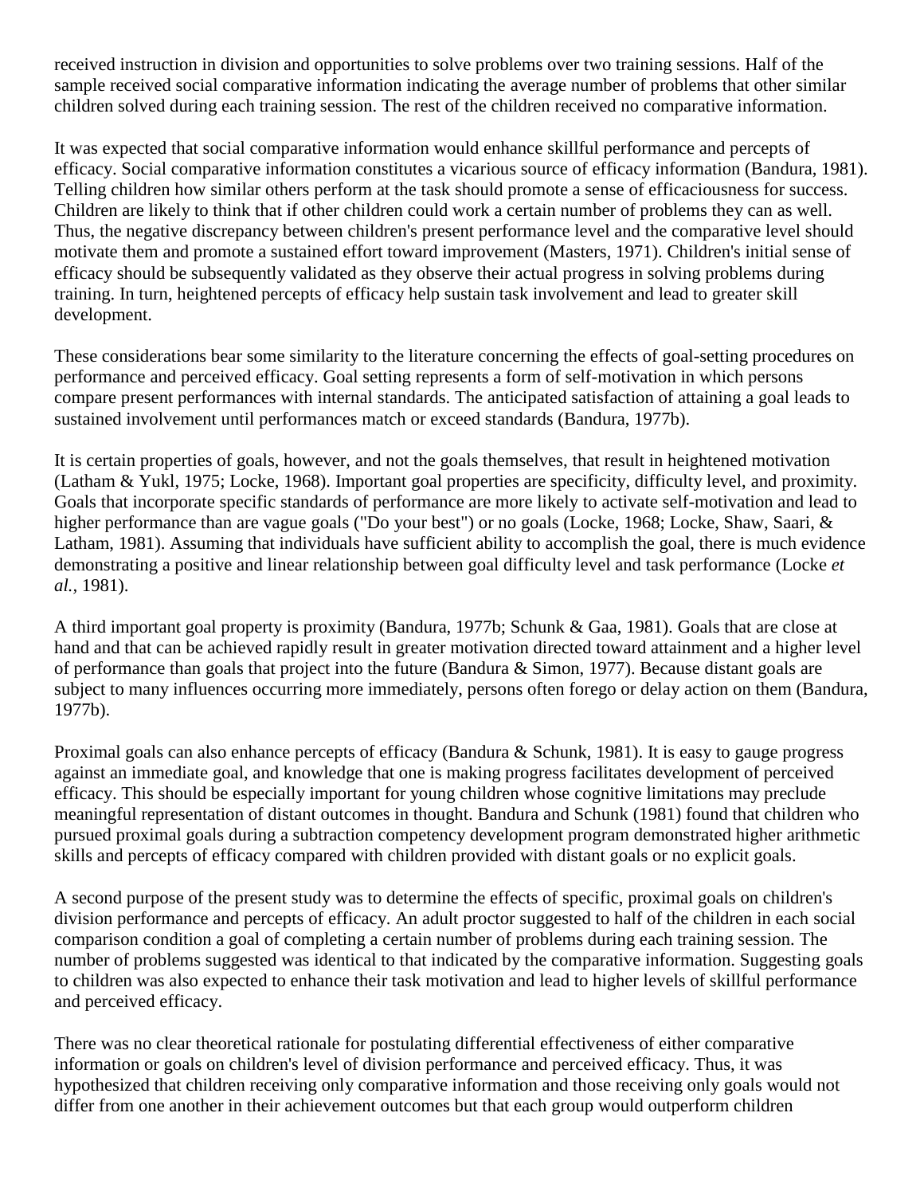received instruction in division and opportunities to solve problems over two training sessions. Half of the sample received social comparative information indicating the average number of problems that other similar children solved during each training session. The rest of the children received no comparative information.

It was expected that social comparative information would enhance skillful performance and percepts of efficacy. Social comparative information constitutes a vicarious source of efficacy information (Bandura, 1981). Telling children how similar others perform at the task should promote a sense of efficaciousness for success. Children are likely to think that if other children could work a certain number of problems they can as well. Thus, the negative discrepancy between children's present performance level and the comparative level should motivate them and promote a sustained effort toward improvement (Masters, 1971). Children's initial sense of efficacy should be subsequently validated as they observe their actual progress in solving problems during training. In turn, heightened percepts of efficacy help sustain task involvement and lead to greater skill development.

These considerations bear some similarity to the literature concerning the effects of goal-setting procedures on performance and perceived efficacy. Goal setting represents a form of self-motivation in which persons compare present performances with internal standards. The anticipated satisfaction of attaining a goal leads to sustained involvement until performances match or exceed standards (Bandura, 1977b).

It is certain properties of goals, however, and not the goals themselves, that result in heightened motivation (Latham & Yukl, 1975; Locke, 1968). Important goal properties are specificity, difficulty level, and proximity. Goals that incorporate specific standards of performance are more likely to activate self-motivation and lead to higher performance than are vague goals ("Do your best") or no goals (Locke, 1968; Locke, Shaw, Saari, & Latham, 1981). Assuming that individuals have sufficient ability to accomplish the goal, there is much evidence demonstrating a positive and linear relationship between goal difficulty level and task performance (Locke *et al.,* 1981).

A third important goal property is proximity (Bandura, 1977b; Schunk & Gaa, 1981). Goals that are close at hand and that can be achieved rapidly result in greater motivation directed toward attainment and a higher level of performance than goals that project into the future (Bandura & Simon, 1977). Because distant goals are subject to many influences occurring more immediately, persons often forego or delay action on them (Bandura, 1977b).

Proximal goals can also enhance percepts of efficacy (Bandura & Schunk, 1981). It is easy to gauge progress against an immediate goal, and knowledge that one is making progress facilitates development of perceived efficacy. This should be especially important for young children whose cognitive limitations may preclude meaningful representation of distant outcomes in thought. Bandura and Schunk (1981) found that children who pursued proximal goals during a subtraction competency development program demonstrated higher arithmetic skills and percepts of efficacy compared with children provided with distant goals or no explicit goals.

A second purpose of the present study was to determine the effects of specific, proximal goals on children's division performance and percepts of efficacy. An adult proctor suggested to half of the children in each social comparison condition a goal of completing a certain number of problems during each training session. The number of problems suggested was identical to that indicated by the comparative information. Suggesting goals to children was also expected to enhance their task motivation and lead to higher levels of skillful performance and perceived efficacy.

There was no clear theoretical rationale for postulating differential effectiveness of either comparative information or goals on children's level of division performance and perceived efficacy. Thus, it was hypothesized that children receiving only comparative information and those receiving only goals would not differ from one another in their achievement outcomes but that each group would outperform children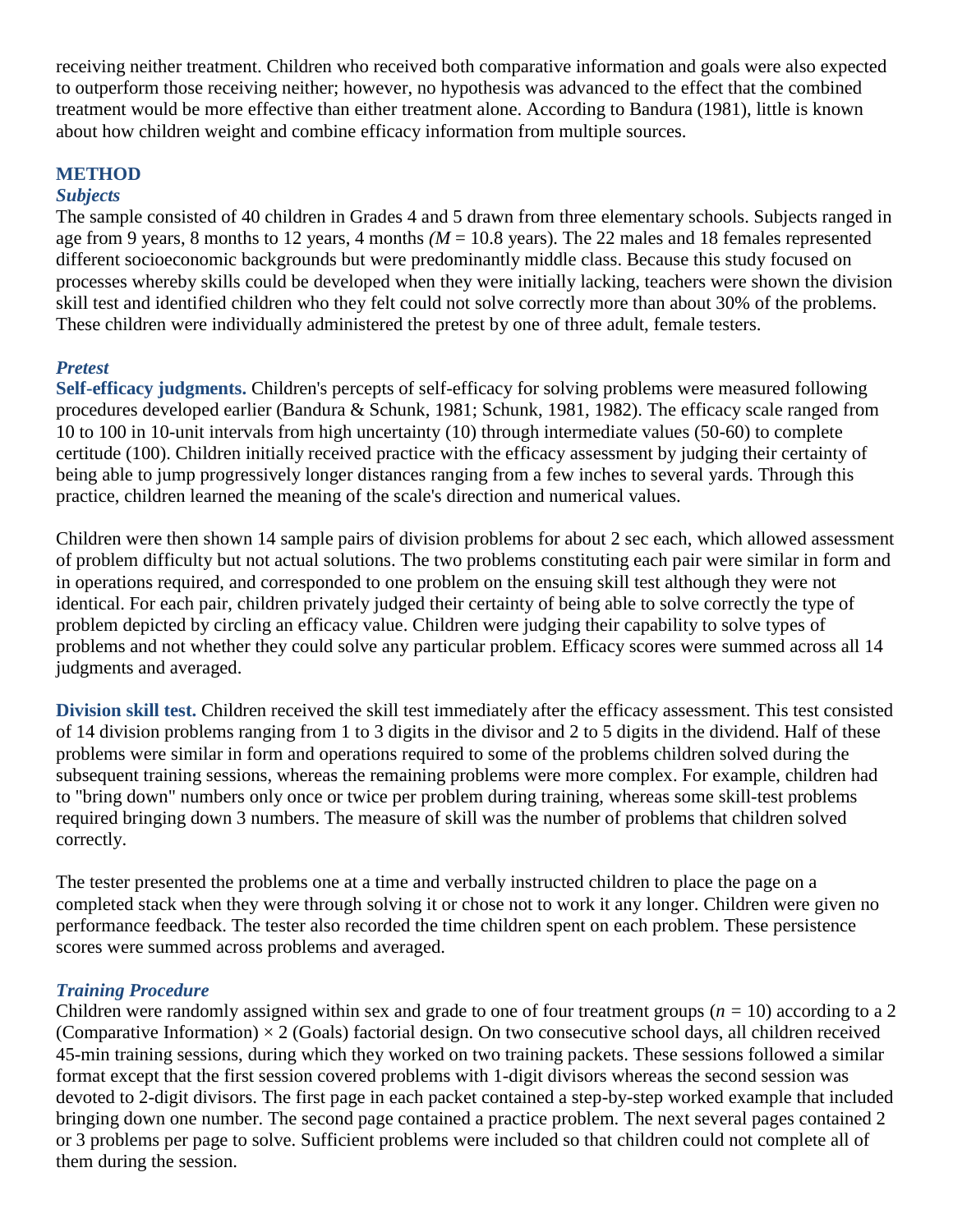receiving neither treatment. Children who received both comparative information and goals were also expected to outperform those receiving neither; however, no hypothesis was advanced to the effect that the combined treatment would be more effective than either treatment alone. According to Bandura (1981), little is known about how children weight and combine efficacy information from multiple sources.

## METHOD

### *Subjects*

The sample consisted of 40 children in Grades 4 and 5 drawn from three elementary schools. Subjects ranged in age from 9 years, 8 months to 12 years, 4 months *(M* = 10.8 years). The 22 males and 18 females represented different socioeconomic backgrounds but were predominantly middle class. Because this study focused on processes whereby skills could be developed when they were initially lacking, teachers were shown the division skill test and identified children who they felt could not solve correctly more than about 30% of the problems. These children were individually administered the pretest by one of three adult, female testers.

### *Pretest*

**Self-efficacy judgments.** Children's percepts of self-efficacy for solving problems were measured following procedures developed earlier (Bandura & Schunk, 1981; Schunk, 1981, 1982). The efficacy scale ranged from 10 to 100 in 10-unit intervals from high uncertainty (10) through intermediate values (50-60) to complete certitude (100). Children initially received practice with the efficacy assessment by judging their certainty of being able to jump progressively longer distances ranging from a few inches to several yards. Through this practice, children learned the meaning of the scale's direction and numerical values.

Children were then shown 14 sample pairs of division problems for about 2 sec each, which allowed assessment of problem difficulty but not actual solutions. The two problems constituting each pair were similar in form and in operations required, and corresponded to one problem on the ensuing skill test although they were not identical. For each pair, children privately judged their certainty of being able to solve correctly the type of problem depicted by circling an efficacy value. Children were judging their capability to solve types of problems and not whether they could solve any particular problem. Efficacy scores were summed across all 14 judgments and averaged.

**Division skill test.** Children received the skill test immediately after the efficacy assessment. This test consisted of 14 division problems ranging from 1 to 3 digits in the divisor and 2 to 5 digits in the dividend. Half of these problems were similar in form and operations required to some of the problems children solved during the subsequent training sessions, whereas the remaining problems were more complex. For example, children had to "bring down" numbers only once or twice per problem during training, whereas some skill-test problems required bringing down 3 numbers. The measure of skill was the number of problems that children solved correctly.

The tester presented the problems one at a time and verbally instructed children to place the page on a completed stack when they were through solving it or chose not to work it any longer. Children were given no performance feedback. The tester also recorded the time children spent on each problem. These persistence scores were summed across problems and averaged.

### *Training Procedure*

Children were randomly assigned within sex and grade to one of four treatment groups ($n$ = 10) according to a 2 (Comparative Information) × 2 (Goals) factorial design. On two consecutive school days, all children received 45-min training sessions, during which they worked on two training packets. These sessions followed a similar format except that the first session covered problems with 1-digit divisors whereas the second session was devoted to 2-digit divisors. The first page in each packet contained a step-by-step worked example that included bringing down one number. The second page contained a practice problem. The next several pages contained 2 or 3 problems per page to solve. Sufficient problems were included so that children could not complete all of them during the session.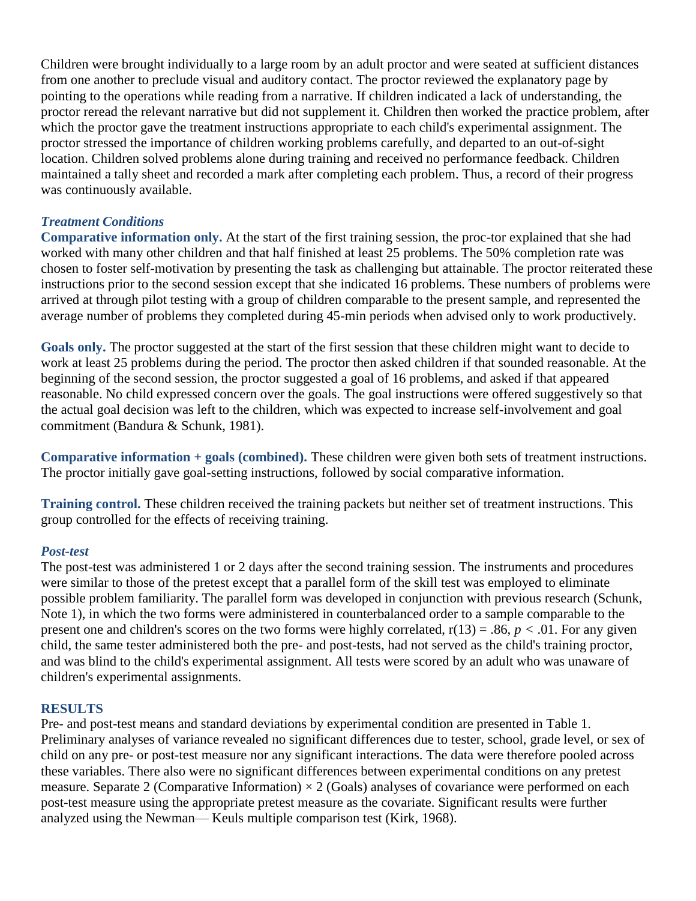Children were brought individually to a large room by an adult proctor and were seated at sufficient distances from one another to preclude visual and auditory contact. The proctor reviewed the explanatory page by pointing to the operations while reading from a narrative. If children indicated a lack of understanding, the proctor reread the relevant narrative but did not supplement it. Children then worked the practice problem, after which the proctor gave the treatment instructions appropriate to each child's experimental assignment. The proctor stressed the importance of children working problems carefully, and departed to an out-of-sight location. Children solved problems alone during training and received no performance feedback. Children maintained a tally sheet and recorded a mark after completing each problem. Thus, a record of their progress was continuously available.

### *Treatment Conditions*

**Comparative information only.** At the start of the first training session, the proc-tor explained that she had worked with many other children and that half finished at least 25 problems. The 50% completion rate was chosen to foster self-motivation by presenting the task as challenging but attainable. The proctor reiterated these instructions prior to the second session except that she indicated 16 problems. These numbers of problems were arrived at through pilot testing with a group of children comparable to the present sample, and represented the average number of problems they completed during 45-min periods when advised only to work productively.

**Goals only.** The proctor suggested at the start of the first session that these children might want to decide to work at least 25 problems during the period. The proctor then asked children if that sounded reasonable. At the beginning of the second session, the proctor suggested a goal of 16 problems, and asked if that appeared reasonable. No child expressed concern over the goals. The goal instructions were offered suggestively so that the actual goal decision was left to the children, which was expected to increase self-involvement and goal commitment (Bandura & Schunk, 1981).

**Comparative information + goals (combined).** These children were given both sets of treatment instructions. The proctor initially gave goal-setting instructions, followed by social comparative information.

**Training control.** These children received the training packets but neither set of treatment instructions. This group controlled for the effects of receiving training.

### *Post-test*

The post-test was administered 1 or 2 days after the second training session. The instruments and procedures were similar to those of the pretest except that a parallel form of the skill test was employed to eliminate possible problem familiarity. The parallel form was developed in conjunction with previous research (Schunk, Note 1), in which the two forms were administered in counterbalanced order to a sample comparable to the present one and children's scores on the two forms were highly correlated, $r(13) = .86$, $p < .01$. For any given child, the same tester administered both the pre- and post-tests, had not served as the child's training proctor, and was blind to the child's experimental assignment. All tests were scored by an adult who was unaware of children's experimental assignments.

## RESULTS

Pre- and post-test means and standard deviations by experimental condition are presented in Table 1. Preliminary analyses of variance revealed no significant differences due to tester, school, grade level, or sex of child on any pre- or post-test measure nor any significant interactions. The data were therefore pooled across these variables. There also were no significant differences between experimental conditions on any pretest measure. Separate 2 (Comparative Information) $\times$ 2 (Goals) analyses of covariance were performed on each post-test measure using the appropriate pretest measure as the covariate. Significant results were further analyzed using the Newman— Keuls multiple comparison test (Kirk, 1968).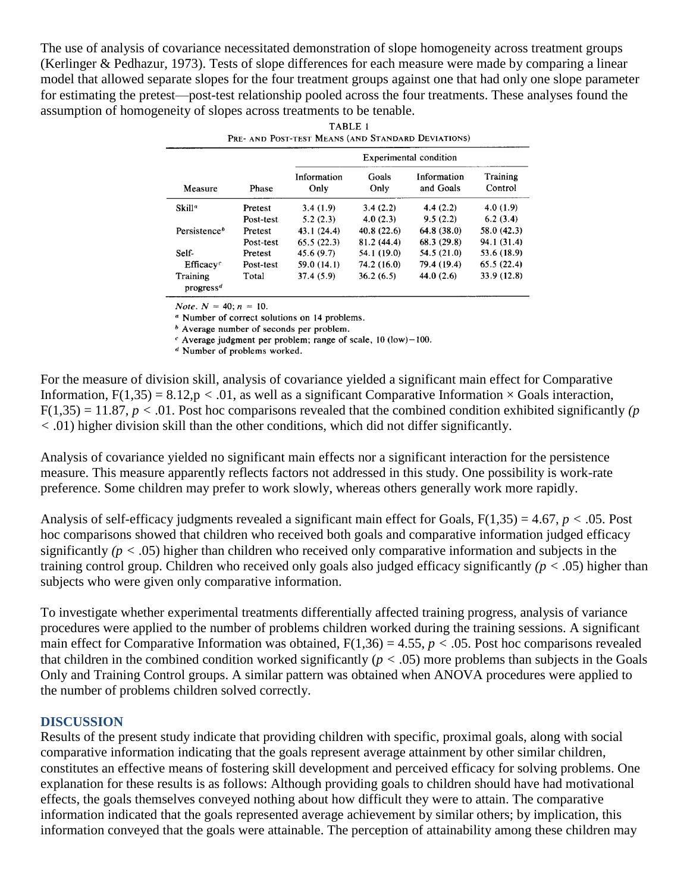The use of analysis of covariance necessitated demonstration of slope homogeneity across treatment groups (Kerlinger & Pedhazur, 1973). Tests of slope differences for each measure were made by comparing a linear model that allowed separate slopes for the four treatment groups against one that had only one slope parameter for estimating the pretest—post-test relationship pooled across the four treatments. These analyses found the assumption of homogeneity of slopes across treatments to be tenable.

TABLE 1
PRE- AND POST-TEST MEANS (AND STANDARD DEVIATIONS)

| | | Experimental condition | | | |
|---|---|---|---|---|---|
| Measure | Phase | Information Only | Goals Only | Information and Goals | Training Control |
| Skill[a] | Pretest | 3.4 (1.9) | 3.4 (2.2) | 4.4 (2.2) | 4.0 (1.9) |
| | Post-test | 5.2 (2.3) | 4.0 (2.3) | 9.5 (2.2) | 6.2 (3.4) |
| Persistence[b] | Pretest | 43.1 (24.4) | 40.8 (22.6) | 64.8 (38.0) | 58.0 (42.3) |
| | Post-test | 65.5 (22.3) | 81.2 (44.4) | 68.3 (29.8) | 94.1 (31.4) |
| Self-Efficacy[c] | Pretest | 45.6 (9.7) | 54.1 (19.0) | 54.5 (21.0) | 53.6 (18.9) |
| | Post-test | 59.0 (14.1) | 74.2 (16.0) | 79.4 (19.4) | 65.5 (22.4) |
| Training progress[d] | Total | 37.4 (5.9) | 36.2 (6.5) | 44.0 (2.6) | 33.9 (12.8) |

*Note.* $N = 40$; $n = 10$.
[a] Number of correct solutions on 14 problems.
[b] Average number of seconds per problem.
[c] Average judgment per problem; range of scale, 10 (low)–100.
[d] Number of problems worked.

For the measure of division skill, analysis of covariance yielded a significant main effect for Comparative Information, $F(1,35) = 8.12, p < .01$, as well as a significant Comparative Information × Goals interaction, $F(1,35) = 11.87$, $p < .01$. Post hoc comparisons revealed that the combined condition exhibited significantly ($p < .01$) higher division skill than the other conditions, which did not differ significantly.

Analysis of covariance yielded no significant main effects nor a significant interaction for the persistence measure. This measure apparently reflects factors not addressed in this study. One possibility is work-rate preference. Some children may prefer to work slowly, whereas others generally work more rapidly.

Analysis of self-efficacy judgments revealed a significant main effect for Goals, $F(1,35) = 4.67$, $p < .05$. Post hoc comparisons showed that children who received both goals and comparative information judged efficacy significantly ($p < .05$) higher than children who received only comparative information and subjects in the training control group. Children who received only goals also judged efficacy significantly ($p < .05$) higher than subjects who were given only comparative information.

To investigate whether experimental treatments differentially affected training progress, analysis of variance procedures were applied to the number of problems children worked during the training sessions. A significant main effect for Comparative Information was obtained, $F(1,36) = 4.55$, $p < .05$. Post hoc comparisons revealed that children in the combined condition worked significantly ($p < .05$) more problems than subjects in the Goals Only and Training Control groups. A similar pattern was obtained when ANOVA procedures were applied to the number of problems children solved correctly.

## DISCUSSION

Results of the present study indicate that providing children with specific, proximal goals, along with social comparative information indicating that the goals represent average attainment by other similar children, constitutes an effective means of fostering skill development and perceived efficacy for solving problems. One explanation for these results is as follows: Although providing goals to children should have had motivational effects, the goals themselves conveyed nothing about how difficult they were to attain. The comparative information indicated that the goals represented average achievement by similar others; by implication, this information conveyed that the goals were attainable. The perception of attainability among these children may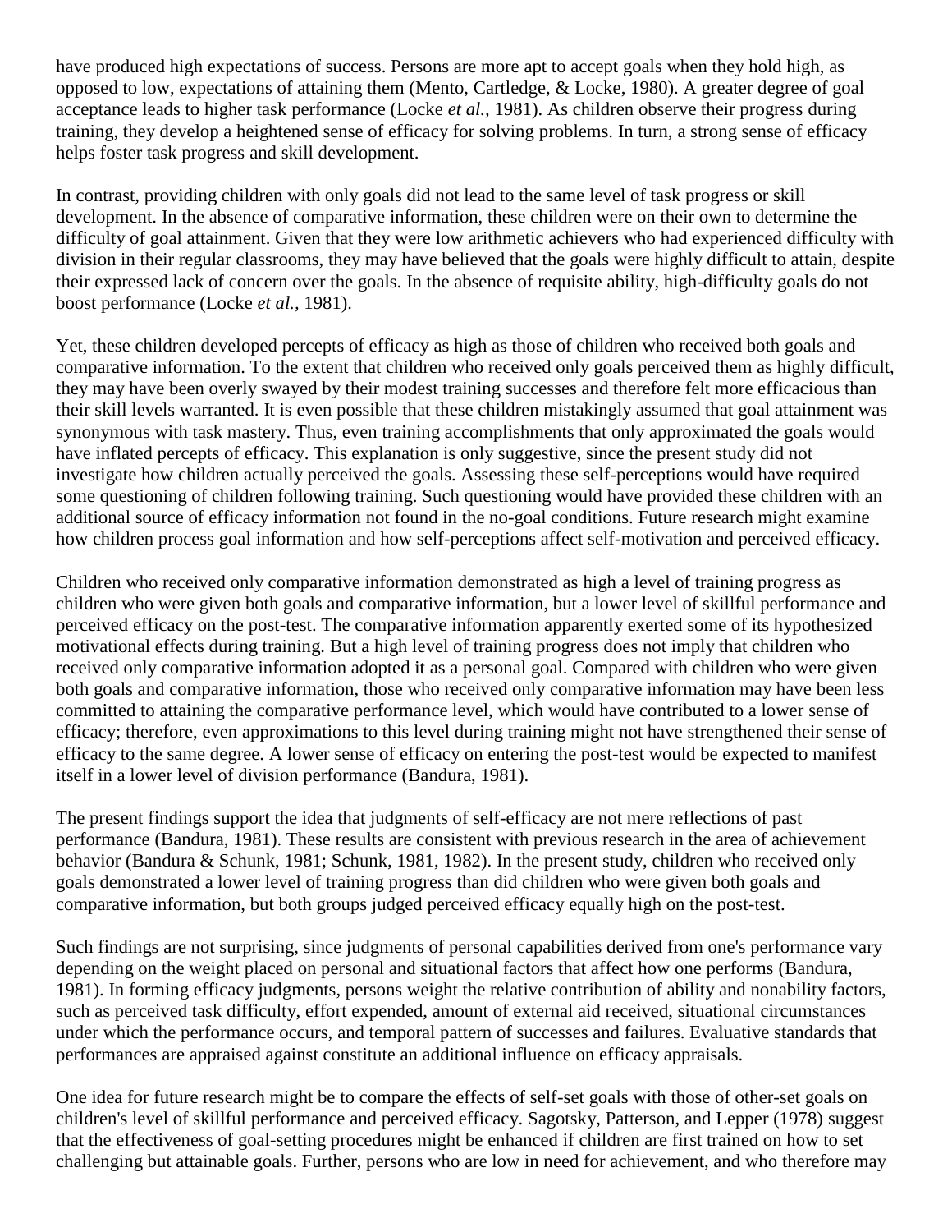have produced high expectations of success. Persons are more apt to accept goals when they hold high, as opposed to low, expectations of attaining them (Mento, Cartledge, & Locke, 1980). A greater degree of goal acceptance leads to higher task performance (Locke *et al.,* 1981). As children observe their progress during training, they develop a heightened sense of efficacy for solving problems. In turn, a strong sense of efficacy helps foster task progress and skill development.

In contrast, providing children with only goals did not lead to the same level of task progress or skill development. In the absence of comparative information, these children were on their own to determine the difficulty of goal attainment. Given that they were low arithmetic achievers who had experienced difficulty with division in their regular classrooms, they may have believed that the goals were highly difficult to attain, despite their expressed lack of concern over the goals. In the absence of requisite ability, high-difficulty goals do not boost performance (Locke *et al.,* 1981).

Yet, these children developed percepts of efficacy as high as those of children who received both goals and comparative information. To the extent that children who received only goals perceived them as highly difficult, they may have been overly swayed by their modest training successes and therefore felt more efficacious than their skill levels warranted. It is even possible that these children mistakingly assumed that goal attainment was synonymous with task mastery. Thus, even training accomplishments that only approximated the goals would have inflated percepts of efficacy. This explanation is only suggestive, since the present study did not investigate how children actually perceived the goals. Assessing these self-perceptions would have required some questioning of children following training. Such questioning would have provided these children with an additional source of efficacy information not found in the no-goal conditions. Future research might examine how children process goal information and how self-perceptions affect self-motivation and perceived efficacy.

Children who received only comparative information demonstrated as high a level of training progress as children who were given both goals and comparative information, but a lower level of skillful performance and perceived efficacy on the post-test. The comparative information apparently exerted some of its hypothesized motivational effects during training. But a high level of training progress does not imply that children who received only comparative information adopted it as a personal goal. Compared with children who were given both goals and comparative information, those who received only comparative information may have been less committed to attaining the comparative performance level, which would have contributed to a lower sense of efficacy; therefore, even approximations to this level during training might not have strengthened their sense of efficacy to the same degree. A lower sense of efficacy on entering the post-test would be expected to manifest itself in a lower level of division performance (Bandura, 1981).

The present findings support the idea that judgments of self-efficacy are not mere reflections of past performance (Bandura, 1981). These results are consistent with previous research in the area of achievement behavior (Bandura & Schunk, 1981; Schunk, 1981, 1982). In the present study, children who received only goals demonstrated a lower level of training progress than did children who were given both goals and comparative information, but both groups judged perceived efficacy equally high on the post-test.

Such findings are not surprising, since judgments of personal capabilities derived from one's performance vary depending on the weight placed on personal and situational factors that affect how one performs (Bandura, 1981). In forming efficacy judgments, persons weight the relative contribution of ability and nonability factors, such as perceived task difficulty, effort expended, amount of external aid received, situational circumstances under which the performance occurs, and temporal pattern of successes and failures. Evaluative standards that performances are appraised against constitute an additional influence on efficacy appraisals.

One idea for future research might be to compare the effects of self-set goals with those of other-set goals on children's level of skillful performance and perceived efficacy. Sagotsky, Patterson, and Lepper (1978) suggest that the effectiveness of goal-setting procedures might be enhanced if children are first trained on how to set challenging but attainable goals. Further, persons who are low in need for achievement, and who therefore may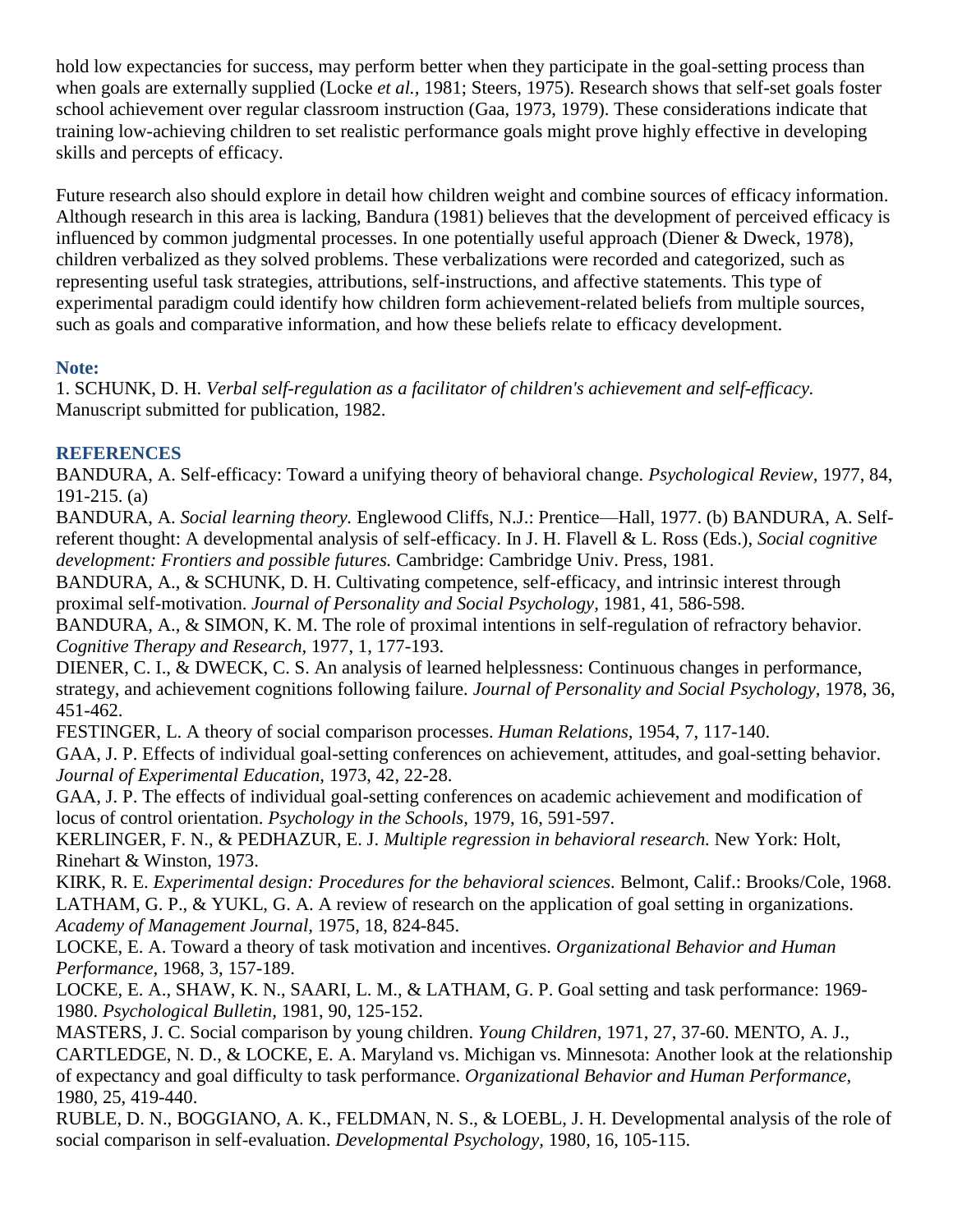hold low expectancies for success, may perform better when they participate in the goal-setting process than when goals are externally supplied (Locke *et al.,* 1981; Steers, 1975). Research shows that self-set goals foster school achievement over regular classroom instruction (Gaa, 1973, 1979). These considerations indicate that training low-achieving children to set realistic performance goals might prove highly effective in developing skills and percepts of efficacy.

Future research also should explore in detail how children weight and combine sources of efficacy information. Although research in this area is lacking, Bandura (1981) believes that the development of perceived efficacy is influenced by common judgmental processes. In one potentially useful approach (Diener & Dweck, 1978), children verbalized as they solved problems. These verbalizations were recorded and categorized, such as representing useful task strategies, attributions, self-instructions, and affective statements. This type of experimental paradigm could identify how children form achievement-related beliefs from multiple sources, such as goals and comparative information, and how these beliefs relate to efficacy development.

### Note:

1. SCHUNK, D. H. *Verbal self-regulation as a facilitator of children's achievement and self-efficacy.* Manuscript submitted for publication, 1982.

### REFERENCES

BANDURA, A. Self-efficacy: Toward a unifying theory of behavioral change. *Psychological Review*, 1977, 84, 191-215. (a)

BANDURA, A. *Social learning theory.* Englewood Cliffs, N.J.: Prentice—Hall, 1977. (b) BANDURA, A. Self-referent thought: A developmental analysis of self-efficacy. In J. H. Flavell & L. Ross (Eds.), *Social cognitive development: Frontiers and possible futures.* Cambridge: Cambridge Univ. Press, 1981.

BANDURA, A., & SCHUNK, D. H. Cultivating competence, self-efficacy, and intrinsic interest through proximal self-motivation. *Journal of Personality and Social Psychology*, 1981, 41, 586-598.

BANDURA, A., & SIMON, K. M. The role of proximal intentions in self-regulation of refractory behavior. *Cognitive Therapy and Research*, 1977, 1, 177-193.

DIENER, C. I., & DWECK, C. S. An analysis of learned helplessness: Continuous changes in performance, strategy, and achievement cognitions following failure. *Journal of Personality and Social Psychology*, 1978, 36, 451-462.

FESTINGER, L. A theory of social comparison processes. *Human Relations*, 1954, 7, 117-140.

GAA, J. P. Effects of individual goal-setting conferences on achievement, attitudes, and goal-setting behavior. *Journal of Experimental Education*, 1973, 42, 22-28.

GAA, J. P. The effects of individual goal-setting conferences on academic achievement and modification of locus of control orientation. *Psychology in the Schools*, 1979, 16, 591-597.

KERLINGER, F. N., & PEDHAZUR, E. J. *Multiple regression in behavioral research.* New York: Holt, Rinehart & Winston, 1973.

KIRK, R. E. *Experimental design: Procedures for the behavioral sciences.* Belmont, Calif.: Brooks/Cole, 1968.

LATHAM, G. P., & YUKL, G. A. A review of research on the application of goal setting in organizations. *Academy of Management Journal*, 1975, 18, 824-845.

LOCKE, E. A. Toward a theory of task motivation and incentives. *Organizational Behavior and Human Performance*, 1968, 3, 157-189.

LOCKE, E. A., SHAW, K. N., SAARI, L. M., & LATHAM, G. P. Goal setting and task performance: 1969-1980. *Psychological Bulletin*, 1981, 90, 125-152.

MASTERS, J. C. Social comparison by young children. *Young Children*, 1971, 27, 37-60. MENTO, A. J., CARTLEDGE, N. D., & LOCKE, E. A. Maryland vs. Michigan vs. Minnesota: Another look at the relationship of expectancy and goal difficulty to task performance. *Organizational Behavior and Human Performance*, 1980, 25, 419-440.

RUBLE, D. N., BOGGIANO, A. K., FELDMAN, N. S., & LOEBL, J. H. Developmental analysis of the role of social comparison in self-evaluation. *Developmental Psychology*, 1980, 16, 105-115.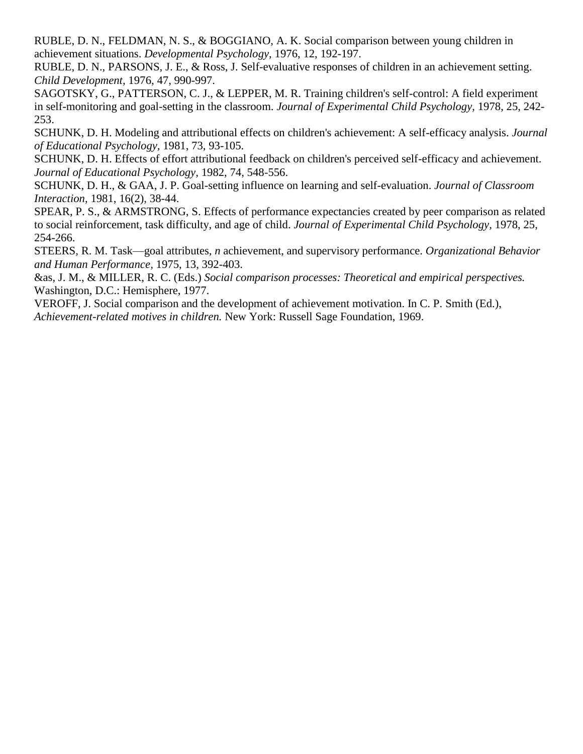RUBLE, D. N., FELDMAN, N. S., & BOGGIANO, A. K. Social comparison between young children in achievement situations. *Developmental Psychology,* 1976, 12, 192-197.

RUBLE, D. N., PARSONS, J. E., & Ross, J. Self-evaluative responses of children in an achievement setting. *Child Development,* 1976, 47, 990-997.

SAGOTSKY, G., PATTERSON, C. J., & LEPPER, M. R. Training children's self-control: A field experiment in self-monitoring and goal-setting in the classroom. *Journal of Experimental Child Psychology,* 1978, 25, 242-253.

SCHUNK, D. H. Modeling and attributional effects on children's achievement: A self-efficacy analysis. *Journal of Educational Psychology,* 1981, 73, 93-105.

SCHUNK, D. H. Effects of effort attributional feedback on children's perceived self-efficacy and achievement. *Journal of Educational Psychology,* 1982, 74, 548-556.

SCHUNK, D. H., & GAA, J. P. Goal-setting influence on learning and self-evaluation. *Journal of Classroom Interaction,* 1981, 16(2), 38-44.

SPEAR, P. S., & ARMSTRONG, S. Effects of performance expectancies created by peer comparison as related to social reinforcement, task difficulty, and age of child. *Journal of Experimental Child Psychology,* 1978, 25, 254-266.

STEERS, R. M. Task—goal attributes, *n* achievement, and supervisory performance. *Organizational Behavior and Human Performance,* 1975, 13, 392-403.

&as, J. M., & MILLER, R. C. (Eds.) *Social comparison processes: Theoretical and empirical perspectives.* Washington, D.C.: Hemisphere, 1977.

VEROFF, J. Social comparison and the development of achievement motivation. In C. P. Smith (Ed.), *Achievement-related motives in children.* New York: Russell Sage Foundation, 1969.